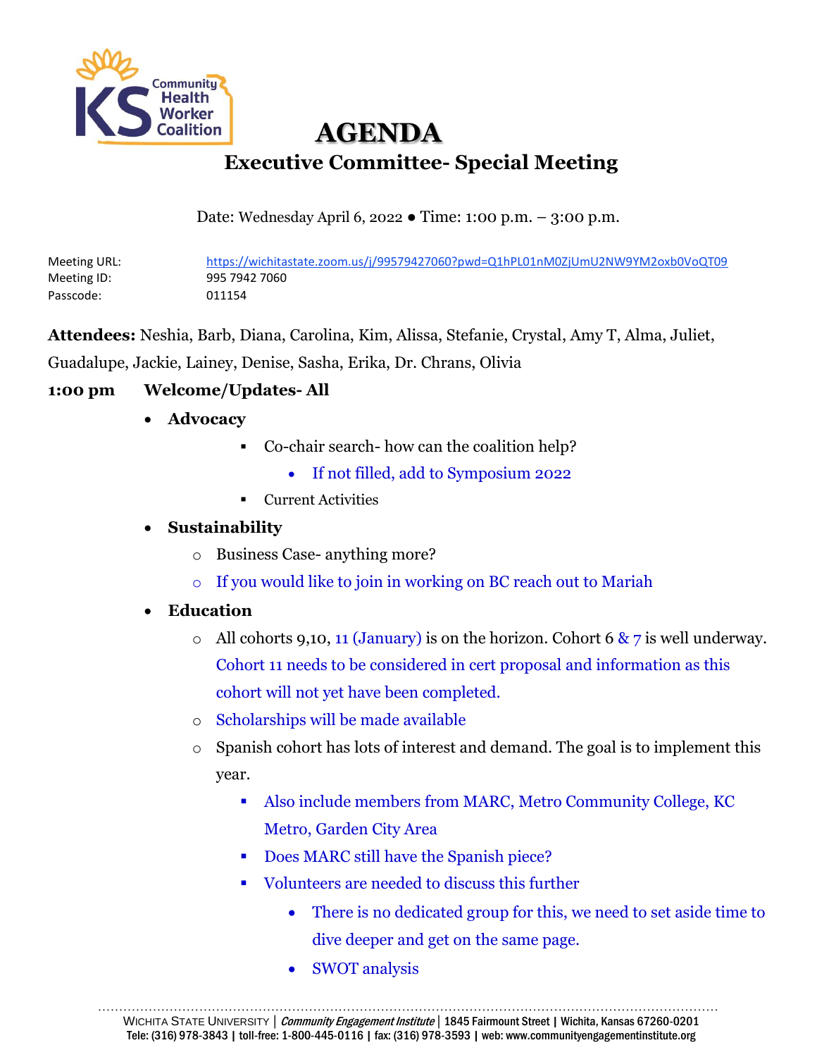# AGENDA

## Executive Committee- Special Meeting

Date: Wednesday April 6, 2022 ● Time: 1:00 p.m. – 3:00 p.m.

Meeting URL: https://wichitastate.zoom.us/j/99579427060?pwd=Q1hPL01nM0ZjUmU2NW9YM2oxb0VoQT09
Meeting ID: 995 7942 7060
Passcode: 011154

**Attendees:** Neshia, Barb, Diana, Carolina, Kim, Alissa, Stefanie, Crystal, Amy T, Alma, Juliet, Guadalupe, Jackie, Lainey, Denise, Sasha, Erika, Dr. Chrans, Olivia

**1:00 pm Welcome/Updates- All**

- **Advocacy**
  - Co-chair search- how can the coalition help?
    - If not filled, add to Symposium 2022
  - Current Activities
- **Sustainability**
  - Business Case- anything more?
  - If you would like to join in working on BC reach out to Mariah
- **Education**
  - All cohorts 9,10, 11 (January) is on the horizon. Cohort 6 & 7 is well underway. Cohort 11 needs to be considered in cert proposal and information as this cohort will not yet have been completed.
  - Scholarships will be made available
  - Spanish cohort has lots of interest and demand. The goal is to implement this year.
    - Also include members from MARC, Metro Community College, KC Metro, Garden City Area
    - Does MARC still have the Spanish piece?
    - Volunteers are needed to discuss this further
      - There is no dedicated group for this, we need to set aside time to dive deeper and get on the same page.
      - SWOT analysis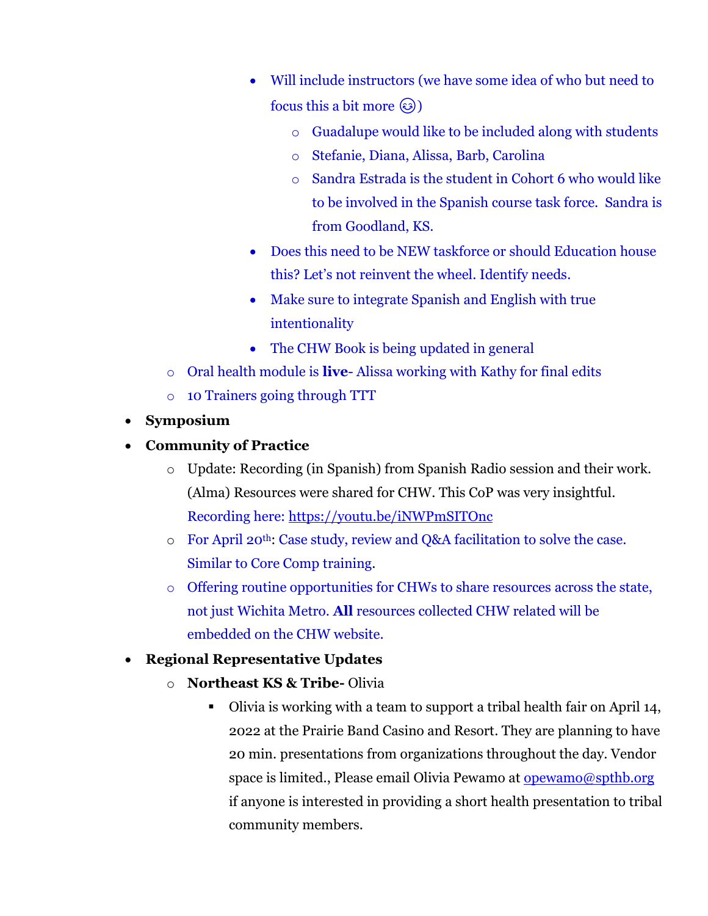- Will include instructors (we have some idea of who but need to focus this a bit more 😉)
            - Guadalupe would like to be included along with students
            - Stefanie, Diana, Alissa, Barb, Carolina
            - Sandra Estrada is the student in Cohort 6 who would like to be involved in the Spanish course task force. Sandra is from Goodland, KS.
        - Does this need to be NEW taskforce or should Education house this? Let's not reinvent the wheel. Identify needs.
        - Make sure to integrate Spanish and English with true intentionality
        - The CHW Book is being updated in general
    - Oral health module is **live**- Alissa working with Kathy for final edits
    - 10 Trainers going through TTT
- **Symposium**
- **Community of Practice**
    - Update: Recording (in Spanish) from Spanish Radio session and their work. (Alma) Resources were shared for CHW. This CoP was very insightful. Recording here: https://youtu.be/iNWPmSITOnc
    - For April 20th: Case study, review and Q&A facilitation to solve the case. Similar to Core Comp training.
    - Offering routine opportunities for CHWs to share resources across the state, not just Wichita Metro. **All** resources collected CHW related will be embedded on the CHW website.
- **Regional Representative Updates**
    - **Northeast KS & Tribe-** Olivia
        - Olivia is working with a team to support a tribal health fair on April 14, 2022 at the Prairie Band Casino and Resort. They are planning to have 20 min. presentations from organizations throughout the day. Vendor space is limited., Please email Olivia Pewamo at opewamo@spthb.org if anyone is interested in providing a short health presentation to tribal community members.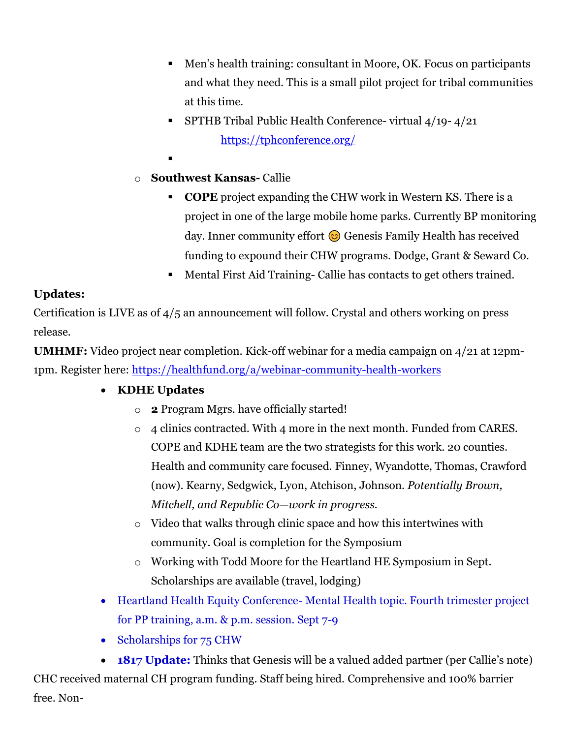- Men's health training: consultant in Moore, OK. Focus on participants and what they need. This is a small pilot project for tribal communities at this time.
        - SPTHB Tribal Public Health Conference- virtual 4/19- 4/21
          [https://tphconference.org/](https://tphconference.org/)
        -
    - **Southwest Kansas-** Callie
        - **COPE** project expanding the CHW work in Western KS. There is a project in one of the large mobile home parks. Currently BP monitoring day. Inner community effort 😊 Genesis Family Health has received funding to expound their CHW programs. Dodge, Grant & Seward Co.
        - Mental First Aid Training- Callie has contacts to get others trained.

**Updates:**

Certification is LIVE as of 4/5 an announcement will follow. Crystal and others working on press release.

**UMHMF:** Video project near completion. Kick-off webinar for a media campaign on 4/21 at 12pm-1pm. Register here: [https://healthfund.org/a/webinar-community-health-workers](https://healthfund.org/a/webinar-community-health-workers)

- **KDHE Updates**
    - **2** Program Mgrs. have officially started!
    - 4 clinics contracted. With 4 more in the next month. Funded from CARES. COPE and KDHE team are the two strategists for this work. 20 counties. Health and community care focused. Finney, Wyandotte, Thomas, Crawford (now). Kearny, Sedgwick, Lyon, Atchison, Johnson. *Potentially Brown, Mitchell, and Republic Co—work in progress.*
    - Video that walks through clinic space and how this intertwines with community. Goal is completion for the Symposium
    - Working with Todd Moore for the Heartland HE Symposium in Sept. Scholarships are available (travel, lodging)
- Heartland Health Equity Conference- Mental Health topic. Fourth trimester project for PP training, a.m. & p.m. session. Sept 7-9
- Scholarships for 75 CHW
- **1817 Update:** Thinks that Genesis will be a valued added partner (per Callie's note)

CHC received maternal CH program funding. Staff being hired. Comprehensive and 100% barrier free. Non-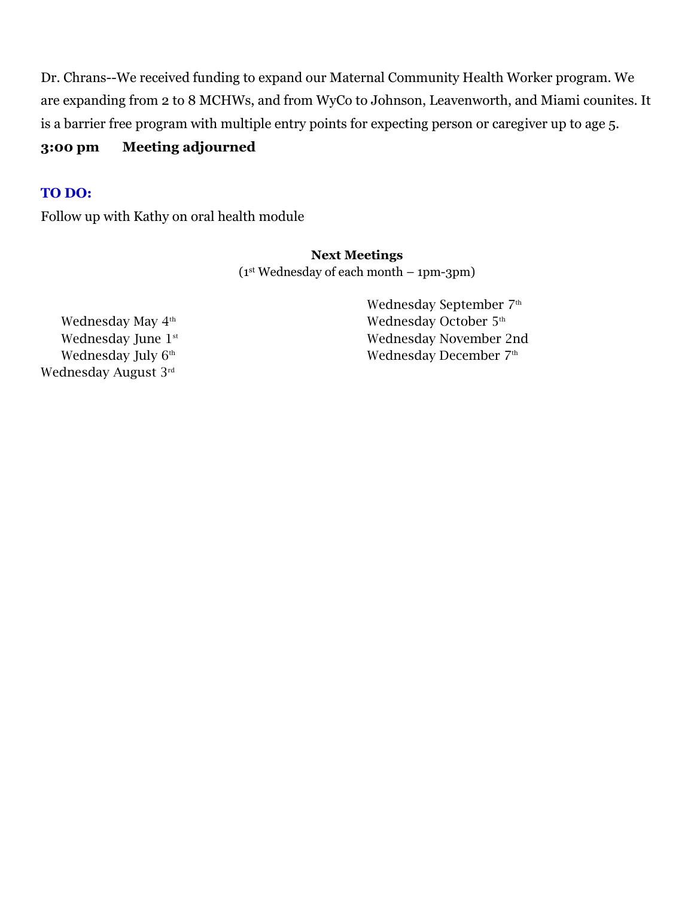Dr. Chrans--We received funding to expand our Maternal Community Health Worker program. We are expanding from 2 to 8 MCHWs, and from WyCo to Johnson, Leavenworth, and Miami counites. It is a barrier free program with multiple entry points for expecting person or caregiver up to age 5.

**3:00 pm Meeting adjourned**

**TO DO:**

Follow up with Kathy on oral health module

**Next Meetings**

(1st Wednesday of each month – 1pm-3pm)

Wednesday May 4th
Wednesday June 1st
Wednesday July 6th
Wednesday August 3rd
Wednesday September 7th
Wednesday October 5th
Wednesday November 2nd
Wednesday December 7th